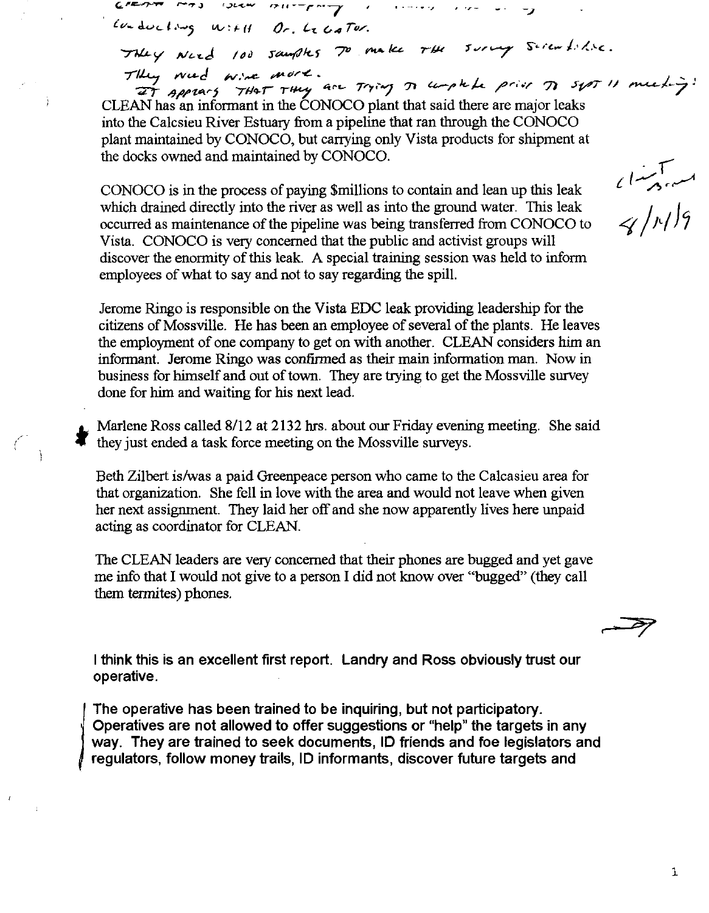CLEAN HAS [illegible] ATTEMPTING [illegible]

conducting with Dr. LeCaTor.

They Need 100 samples To make The survey Scientific.

They need nine more.

It Appears That They are Trying To complete prior To SEPT 11 meeting!

CLEAN has an informant in the CONOCO plant that said there are major leaks into the Calcsieu River Estuary from a pipeline that ran through the CONOCO plant maintained by CONOCO, but carrying only Vista products for shipment at the docks owned and maintained by CONOCO.

CONOCO is in the process of paying $millions to contain and lean up this leak which drained directly into the river as well as into the ground water. This leak occurred as maintenance of the pipeline was being transferred from CONOCO to Vista. CONOCO is very concerned that the public and activist groups will discover the enormity of this leak. A special training session was held to inform employees of what to say and not to say regarding the spill.

Clint Brown 8/14/9

Jerome Ringo is responsible on the Vista EDC leak providing leadership for the citizens of Mossville. He has been an employee of several of the plants. He leaves the employment of one company to get on with another. CLEAN considers him an informant. Jerome Ringo was confirmed as their main information man. Now in business for himself and out of town. They are trying to get the Mossville survey done for him and waiting for his next lead.

Marlene Ross called 8/12 at 2132 hrs. about our Friday evening meeting. She said they just ended a task force meeting on the Mossville surveys.

Beth Zilbert is/was a paid Greenpeace person who came to the Calcasieu area for that organization. She fell in love with the area and would not leave when given her next assignment. They laid her off and she now apparently lives here unpaid acting as coordinator for CLEAN.

The CLEAN leaders are very concerned that their phones are bugged and yet gave me info that I would not give to a person I did not know over "bugged" (they call them termites) phones.

**I think this is an excellent first report. Landry and Ross obviously trust our operative.**

**The operative has been trained to be inquiring, but not participatory. Operatives are not allowed to offer suggestions or "help" the targets in any way. They are trained to seek documents, ID friends and foe legislators and regulators, follow money trails, ID informants, discover future targets and**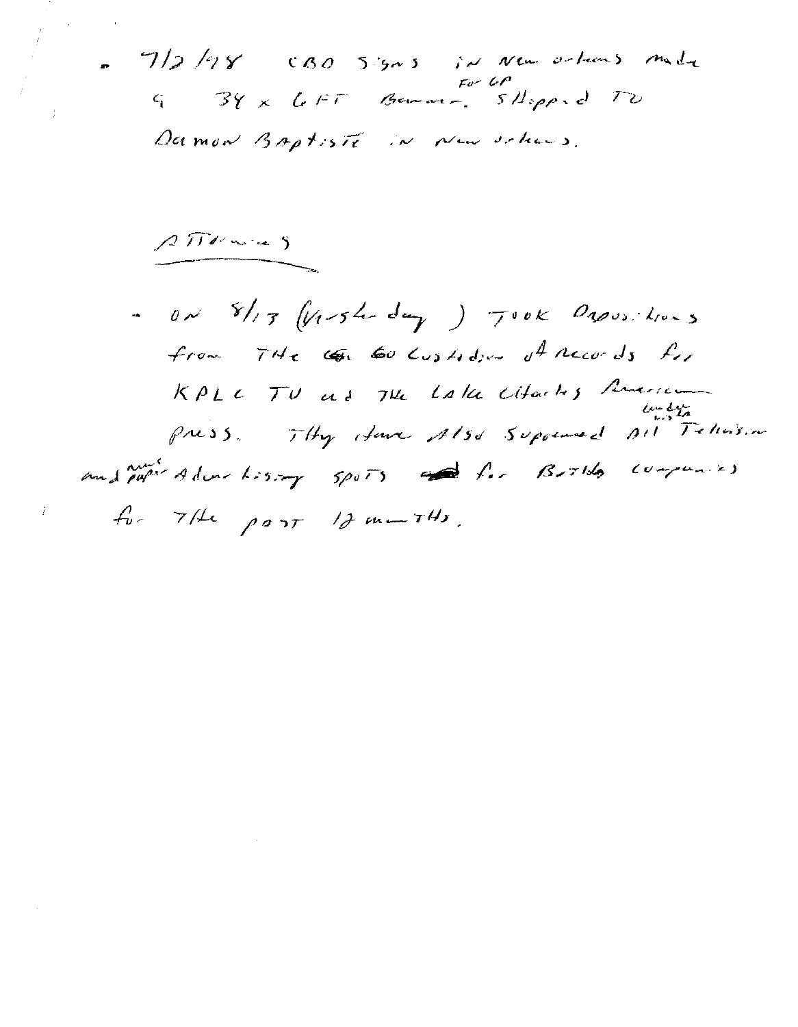- 7/2/98 CBO Signs in New Orleans made 9 34 x 6FT Banner for GP. Shipped to Damon Baptiste in New Orleans.

Attorneys

- On 8/13 (yesterday) took Depositions from the Custodian of Records for KPLC TV and the Lake Charles American Press. They have also subpoened all Television and news paper Advertising spots for both companies for the past 12 months.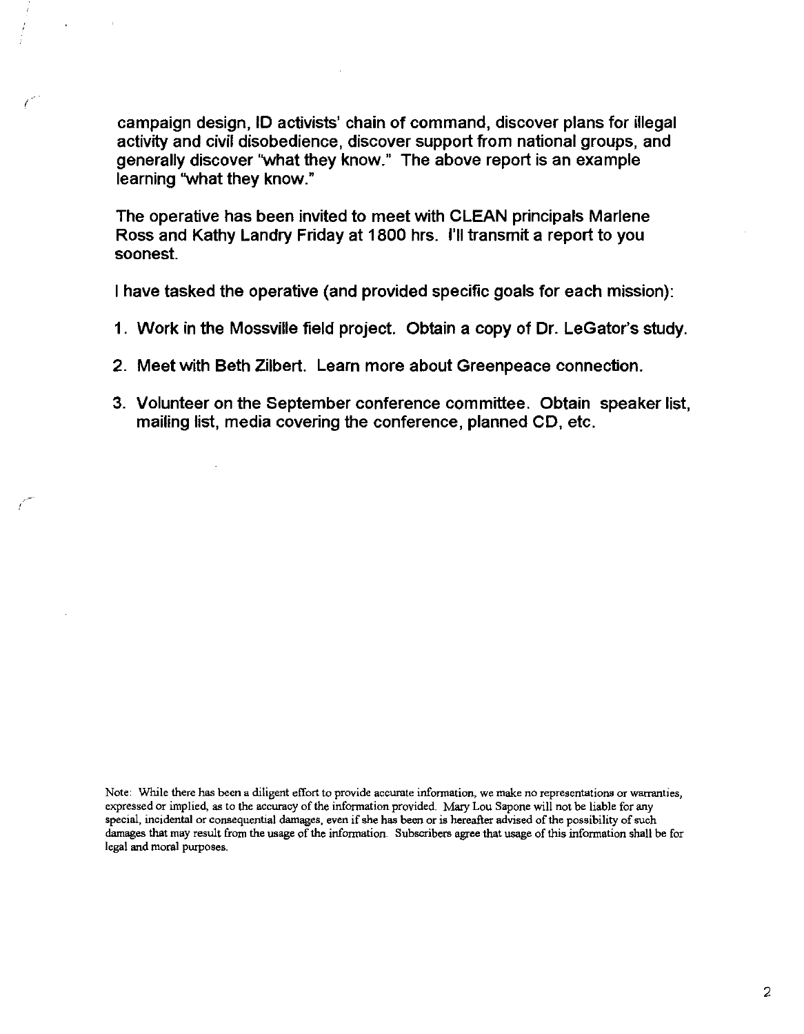campaign design, ID activists' chain of command, discover plans for illegal activity and civil disobedience, discover support from national groups, and generally discover "what they know." The above report is an example learning "what they know."

The operative has been invited to meet with CLEAN principals Marlene Ross and Kathy Landry Friday at 1800 hrs. I'll transmit a report to you soonest.

I have tasked the operative (and provided specific goals for each mission):

1. Work in the Mossville field project. Obtain a copy of Dr. LeGator's study.
2. Meet with Beth Zilbert. Learn more about Greenpeace connection.
3. Volunteer on the September conference committee. Obtain speaker list, mailing list, media covering the conference, planned CD, etc.

Note: While there has been a diligent effort to provide accurate information, we make no representations or warranties, expressed or implied, as to the accuracy of the information provided. Mary Lou Sapone will not be liable for any special, incidental or consequential damages, even if she has been or is hereafter advised of the possibility of such damages that may result from the usage of the information. Subscribers agree that usage of this information shall be for legal and moral purposes.